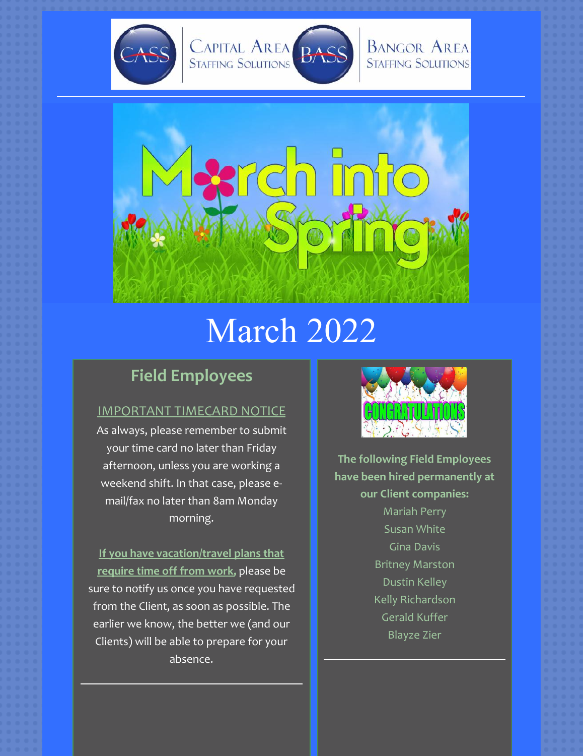CASS Capital Area Staffing Solutions | BASS Bangor Area Staffing Solutions

# March 2022

## Field Employees

IMPORTANT TIMECARD NOTICE

As always, please remember to submit your time card no later than Friday afternoon, unless you are working a weekend shift. In that case, please e-mail/fax no later than 8am Monday morning.

**If you have vacation/travel plans that require time off from work,** please be sure to notify us once you have requested from the Client, as soon as possible. The earlier we know, the better we (and our Clients) will be able to prepare for your absence.

**The following Field Employees have been hired permanently at our Client companies:**

Mariah Perry
Susan White
Gina Davis
Britney Marston
Dustin Kelley
Kelly Richardson
Gerald Kuffer
Blayze Zier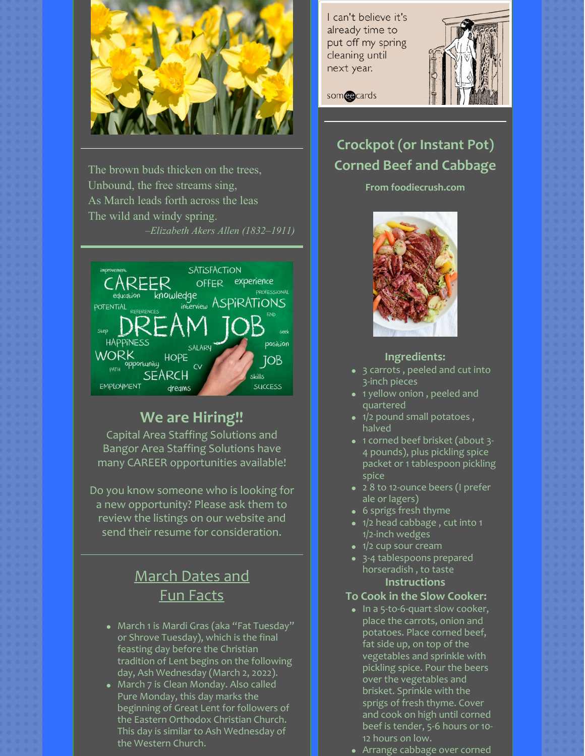The brown buds thicken on the trees,
Unbound, the free streams sing,
As March leads forth across the leas
The wild and windy spring.
*–Elizabeth Akers Allen (1832–1911)*

## We are Hiring!!

Capital Area Staffing Solutions and Bangor Area Staffing Solutions have many CAREER opportunities available!

Do you know someone who is looking for a new opportunity? Please ask them to review the listings on our website and send their resume for consideration.

## March Dates and Fun Facts

- March 1 is Mardi Gras (aka "Fat Tuesday" or Shrove Tuesday), which is the final feasting day before the Christian tradition of Lent begins on the following day, Ash Wednesday (March 2, 2022).
- March 7 is Clean Monday. Also called Pure Monday, this day marks the beginning of Great Lent for followers of the Eastern Orthodox Christian Church. This day is similar to Ash Wednesday of the Western Church.

I can't believe it's already time to put off my spring cleaning until next year.

someecards

## Crockpot (or Instant Pot) Corned Beef and Cabbage

**From foodiecrush.com**

### Ingredients:

- 3 carrots , peeled and cut into 3-inch pieces
- 1 yellow onion , peeled and quartered
- 1/2 pound small potatoes , halved
- 1 corned beef brisket (about 3-4 pounds), plus pickling spice packet or 1 tablespoon pickling spice
- 2 8 to 12-ounce beers (I prefer ale or lagers)
- 6 sprigs fresh thyme
- 1/2 head cabbage , cut into 1 1/2-inch wedges
- 1/2 cup sour cream
- 3-4 tablespoons prepared horseradish , to taste

### Instructions

**To Cook in the Slow Cooker:**

- In a 5-to-6-quart slow cooker, place the carrots, onion and potatoes. Place corned beef, fat side up, on top of the vegetables and sprinkle with pickling spice. Pour the beers over the vegetables and brisket. Sprinkle with the sprigs of fresh thyme. Cover and cook on high until corned beef is tender, 5-6 hours or 10-12 hours on low.
- Arrange cabbage over corned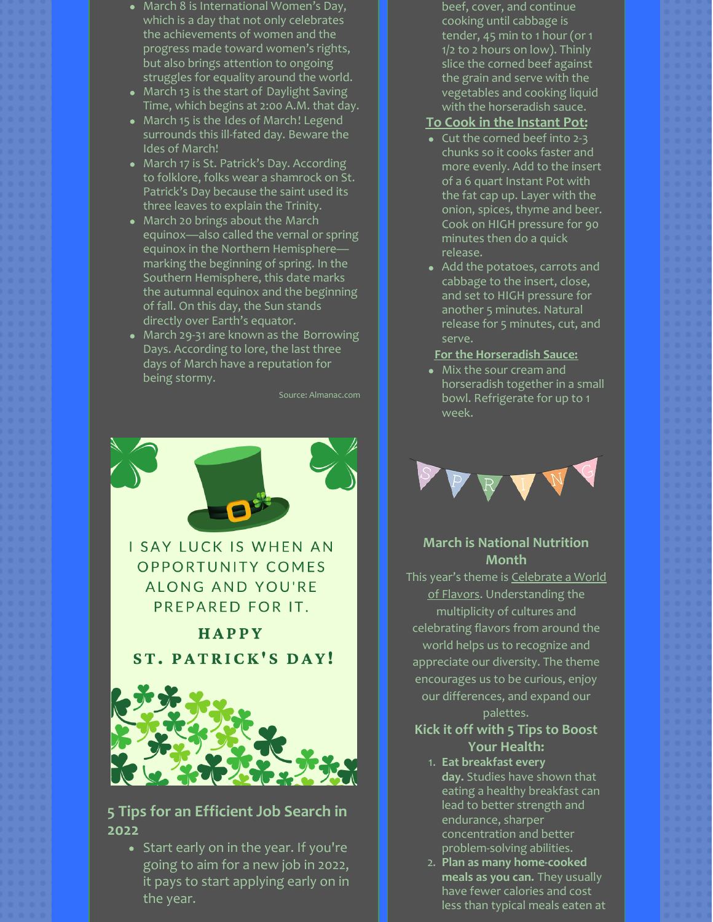- March 8 is International Women's Day, which is a day that not only celebrates the achievements of women and the progress made toward women's rights, but also brings attention to ongoing struggles for equality around the world.
- March 13 is the start of Daylight Saving Time, which begins at 2:00 A.M. that day.
- March 15 is the Ides of March! Legend surrounds this ill-fated day. Beware the Ides of March!
- March 17 is St. Patrick's Day. According to folklore, folks wear a shamrock on St. Patrick's Day because the saint used its three leaves to explain the Trinity.
- March 20 brings about the March equinox—also called the vernal or spring equinox in the Northern Hemisphere—marking the beginning of spring. In the Southern Hemisphere, this date marks the autumnal equinox and the beginning of fall. On this day, the Sun stands directly over Earth's equator.
- March 29-31 are known as the Borrowing Days. According to lore, the last three days of March have a reputation for being stormy.

Source: Almanac.com

I SAY LUCK IS WHEN AN OPPORTUNITY COMES ALONG AND YOU'RE PREPARED FOR IT.

HAPPY ST. PATRICK'S DAY!

## 5 Tips for an Efficient Job Search in 2022

- Start early on in the year. If you're going to aim for a new job in 2022, it pays to start applying early on in the year.

beef, cover, and continue cooking until cabbage is tender, 45 min to 1 hour (or 1 1/2 to 2 hours on low). Thinly slice the corned beef against the grain and serve with the vegetables and cooking liquid with the horseradish sauce.

**To Cook in the Instant Pot:**

- Cut the corned beef into 2-3 chunks so it cooks faster and more evenly. Add to the insert of a 6 quart Instant Pot with the fat cap up. Layer with the onion, spices, thyme and beer. Cook on HIGH pressure for 90 minutes then do a quick release.
- Add the potatoes, carrots and cabbage to the insert, close, and set to HIGH pressure for another 5 minutes. Natural release for 5 minutes, cut, and serve.

**For the Horseradish Sauce:**

- Mix the sour cream and horseradish together in a small bowl. Refrigerate for up to 1 week.

SPRING

### March is National Nutrition Month

This year's theme is Celebrate a World of Flavors. Understanding the multiplicity of cultures and celebrating flavors from around the world helps us to recognize and appreciate our diversity. The theme encourages us to be curious, enjoy our differences, and expand our palettes.

### Kick it off with 5 Tips to Boost Your Health:

1. **Eat breakfast every day.** Studies have shown that eating a healthy breakfast can lead to better strength and endurance, sharper concentration and better problem-solving abilities.
2. **Plan as many home-cooked meals as you can.** They usually have fewer calories and cost less than typical meals eaten at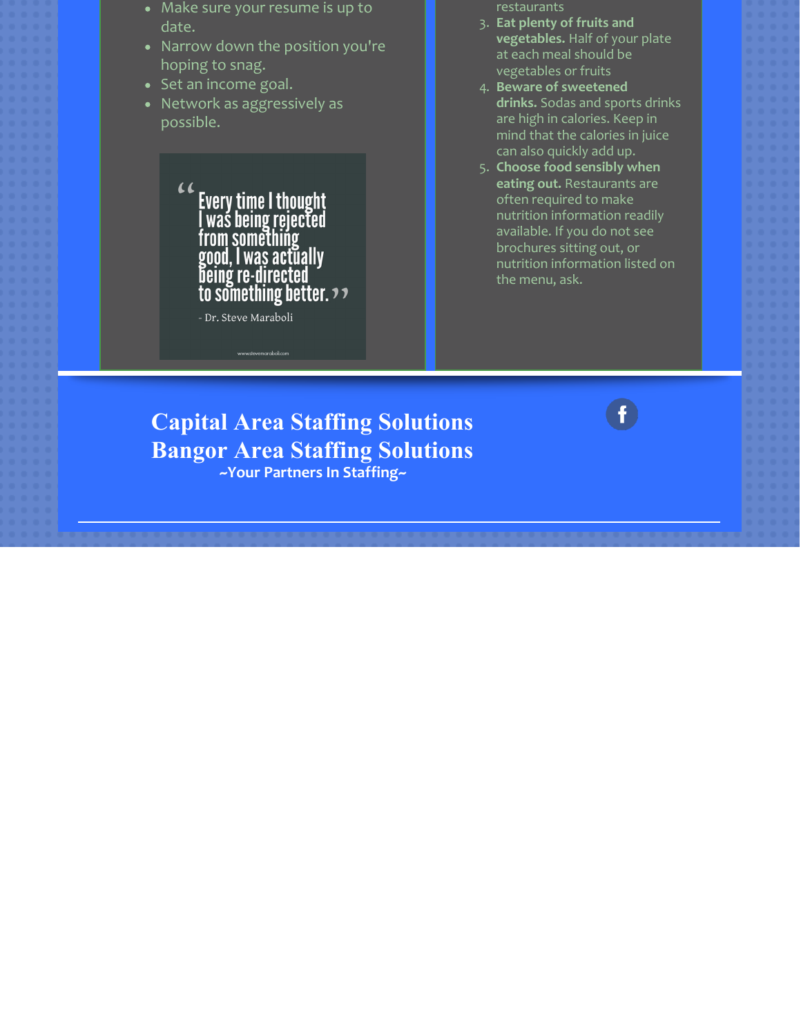- Make sure your resume is up to date.
- Narrow down the position you're hoping to snag.
- Set an income goal.
- Network as aggressively as possible.

"Every time I thought I was being rejected from something good, I was actually being re-directed to something better."

- Dr. Steve Maraboli

www.stevemaraboli.com

restaurants

3. **Eat plenty of fruits and vegetables.** Half of your plate at each meal should be vegetables or fruits
4. **Beware of sweetened drinks.** Sodas and sports drinks are high in calories. Keep in mind that the calories in juice can also quickly add up.
5. **Choose food sensibly when eating out.** Restaurants are often required to make nutrition information readily available. If you do not see brochures sitting out, or nutrition information listed on the menu, ask.

**Capital Area Staffing Solutions**
**Bangor Area Staffing Solutions**
**~Your Partners In Staffing~**